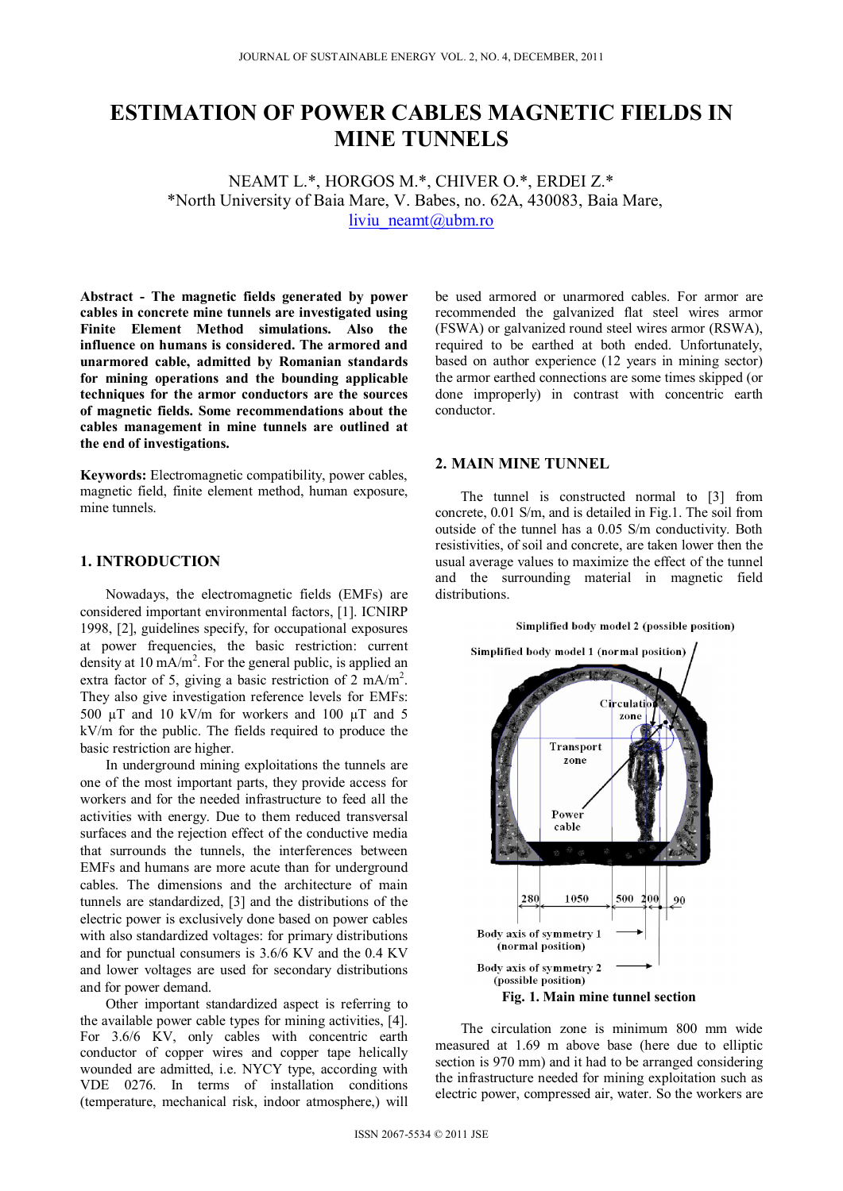# ESTIMATION OF POWER CABLES MAGNETIC FIELDS IN MINE TUNNELS

NEAMT L.*, HORGOS M.*, CHIVER O.*, ERDEI Z.*
*North University of Baia Mare, V. Babes, no. 62A, 430083, Baia Mare,
liviu_neamt@ubm.ro

**Abstract - The magnetic fields generated by power cables in concrete mine tunnels are investigated using Finite Element Method simulations. Also the influence on humans is considered. The armored and unarmored cable, admitted by Romanian standards for mining operations and the bounding applicable techniques for the armor conductors are the sources of magnetic fields. Some recommendations about the cables management in mine tunnels are outlined at the end of investigations.**

**Keywords:** Electromagnetic compatibility, power cables, magnetic field, finite element method, human exposure, mine tunnels.

## 1. INTRODUCTION

Nowadays, the electromagnetic fields (EMFs) are considered important environmental factors, [1]. ICNIRP 1998, [2], guidelines specify, for occupational exposures at power frequencies, the basic restriction: current density at 10 mA/m$^2$. For the general public, is applied an extra factor of 5, giving a basic restriction of 2 mA/m$^2$. They also give investigation reference levels for EMFs: 500 µT and 10 kV/m for workers and 100 µT and 5 kV/m for the public. The fields required to produce the basic restriction are higher.

In underground mining exploitations the tunnels are one of the most important parts, they provide access for workers and for the needed infrastructure to feed all the activities with energy. Due to them reduced transversal surfaces and the rejection effect of the conductive media that surrounds the tunnels, the interferences between EMFs and humans are more acute than for underground cables. The dimensions and the architecture of main tunnels are standardized, [3] and the distributions of the electric power is exclusively done based on power cables with also standardized voltages: for primary distributions and for punctual consumers is 3.6/6 KV and the 0.4 KV and lower voltages are used for secondary distributions and for power demand.

Other important standardized aspect is referring to the available power cable types for mining activities, [4]. For 3.6/6 KV, only cables with concentric earth conductor of copper wires and copper tape helically wounded are admitted, i.e. NYCY type, according with VDE 0276. In terms of installation conditions (temperature, mechanical risk, indoor atmosphere,) will be used armored or unarmored cables. For armor are recommended the galvanized flat steel wires armor (FSWA) or galvanized round steel wires armor (RSWA), required to be earthed at both ended. Unfortunately, based on author experience (12 years in mining sector) the armor earthed connections are some times skipped (or done improperly) in contrast with concentric earth conductor.

## 2. MAIN MINE TUNNEL

The tunnel is constructed normal to [3] from concrete, 0.01 S/m, and is detailed in Fig.1. The soil from outside of the tunnel has a 0.05 S/m conductivity. Both resistivities, of soil and concrete, are taken lower then the usual average values to maximize the effect of the tunnel and the surrounding material in magnetic field distributions.

**Fig. 1. Main mine tunnel section**

The circulation zone is minimum 800 mm wide measured at 1.69 m above base (here due to elliptic section is 970 mm) and it had to be arranged considering the infrastructure needed for mining exploitation such as electric power, compressed air, water. So the workers are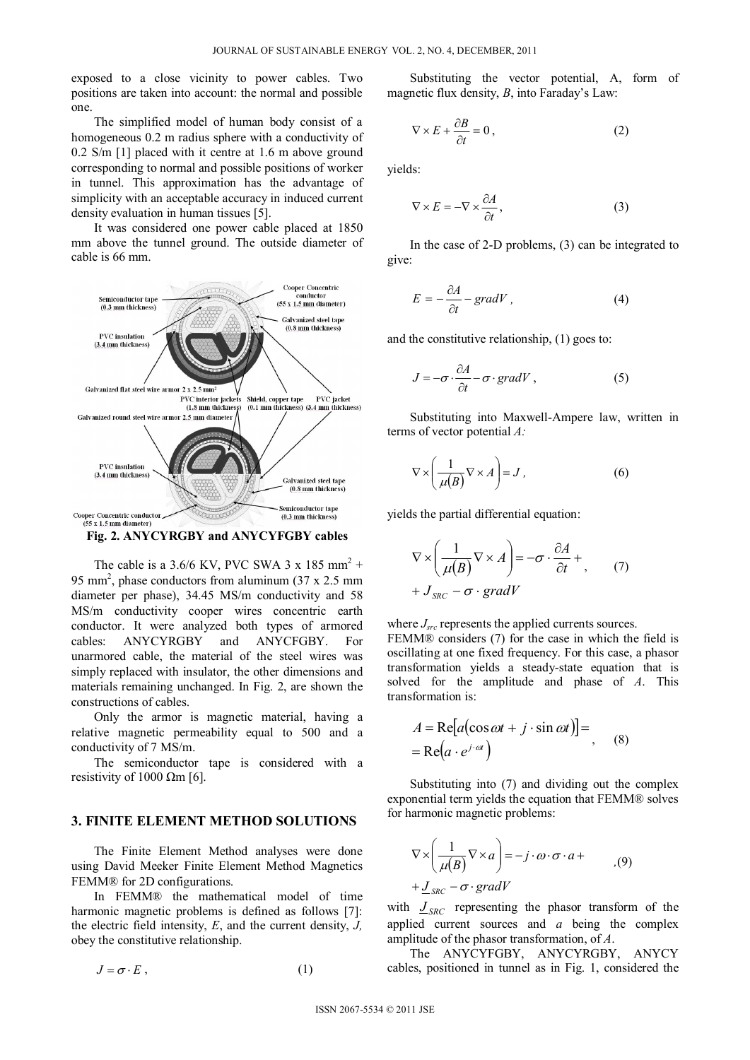exposed to a close vicinity to power cables. Two positions are taken into account: the normal and possible one.

The simplified model of human body consist of a homogeneous 0.2 m radius sphere with a conductivity of 0.2 S/m [1] placed with it centre at 1.6 m above ground corresponding to normal and possible positions of worker in tunnel. This approximation has the advantage of simplicity with an acceptable accuracy in induced current density evaluation in human tissues [5].

It was considered one power cable placed at 1850 mm above the tunnel ground. The outside diameter of cable is 66 mm.

**Fig. 2. ANYCYRGBY and ANYCYFGBY cables**

The cable is a 3.6/6 KV, PVC SWA 3 x 185 mm$^2$ + 95 mm$^2$, phase conductors from aluminum (37 x 2.5 mm diameter per phase), 34.45 MS/m conductivity and 58 MS/m conductivity cooper wires concentric earth conductor. It were analyzed both types of armored cables: ANYCYRGBY and ANYCFGBY. For unarmored cable, the material of the steel wires was simply replaced with insulator, the other dimensions and materials remaining unchanged. In Fig. 2, are shown the constructions of cables.

Only the armor is magnetic material, having a relative magnetic permeability equal to 500 and a conductivity of 7 MS/m.

The semiconductor tape is considered with a resistivity of 1000 Ωm [6].

### 3. FINITE ELEMENT METHOD SOLUTIONS

The Finite Element Method analyses were done using David Meeker Finite Element Method Magnetics FEMM® for 2D configurations.

In FEMM® the mathematical model of time harmonic magnetic problems is defined as follows [7]: the electric field intensity, $E$, and the current density, $J$, obey the constitutive relationship.

$$J = \sigma \cdot E , \qquad (1)$$

Substituting the vector potential, A, form of magnetic flux density, $B$, into Faraday's Law:

$$\nabla \times E + \frac{\partial B}{\partial t} = 0 , \qquad (2)$$

yields:

$$\nabla \times E = -\nabla \times \frac{\partial A}{\partial t} , \qquad (3)$$

In the case of 2-D problems, (3) can be integrated to give:

$$E = -\frac{\partial A}{\partial t} - gradV , \qquad (4)$$

and the constitutive relationship, (1) goes to:

$$J = -\sigma \cdot \frac{\partial A}{\partial t} - \sigma \cdot gradV , \qquad (5)$$

Substituting into Maxwell-Ampere law, written in terms of vector potential $A$:

$$\nabla \times \left( \frac{1}{\mu(B)} \nabla \times A \right) = J , \qquad (6)$$

yields the partial differential equation:

$$\nabla \times \left( \frac{1}{\mu(B)} \nabla \times A \right) = -\sigma \cdot \frac{\partial A}{\partial t} + J_{SRC} - \sigma \cdot gradV , \qquad (7)$$

where $J_{src}$ represents the applied currents sources.
FEMM® considers (7) for the case in which the field is oscillating at one fixed frequency. For this case, a phasor transformation yields a steady-state equation that is solved for the amplitude and phase of $A$. This transformation is:

$$A = \mathrm{Re}[a(\cos \omega t + j \cdot \sin \omega t)] = \mathrm{Re}\left(a \cdot e^{j \cdot \omega t}\right) , \qquad (8)$$

Substituting into (7) and dividing out the complex exponential term yields the equation that FEMM® solves for harmonic magnetic problems:

$$\nabla \times \left( \frac{1}{\mu(B)} \nabla \times a \right) = -j \cdot \omega \cdot \sigma \cdot a + \underline{J}_{SRC} - \sigma \cdot gradV , \qquad (9)$$

with $\underline{J}_{SRC}$ representing the phasor transform of the applied current sources and $a$ being the complex amplitude of the phasor transformation, of $A$.

The ANYCYFGBY, ANYCYRGBY, ANYCY cables, positioned in tunnel as in Fig. 1, considered the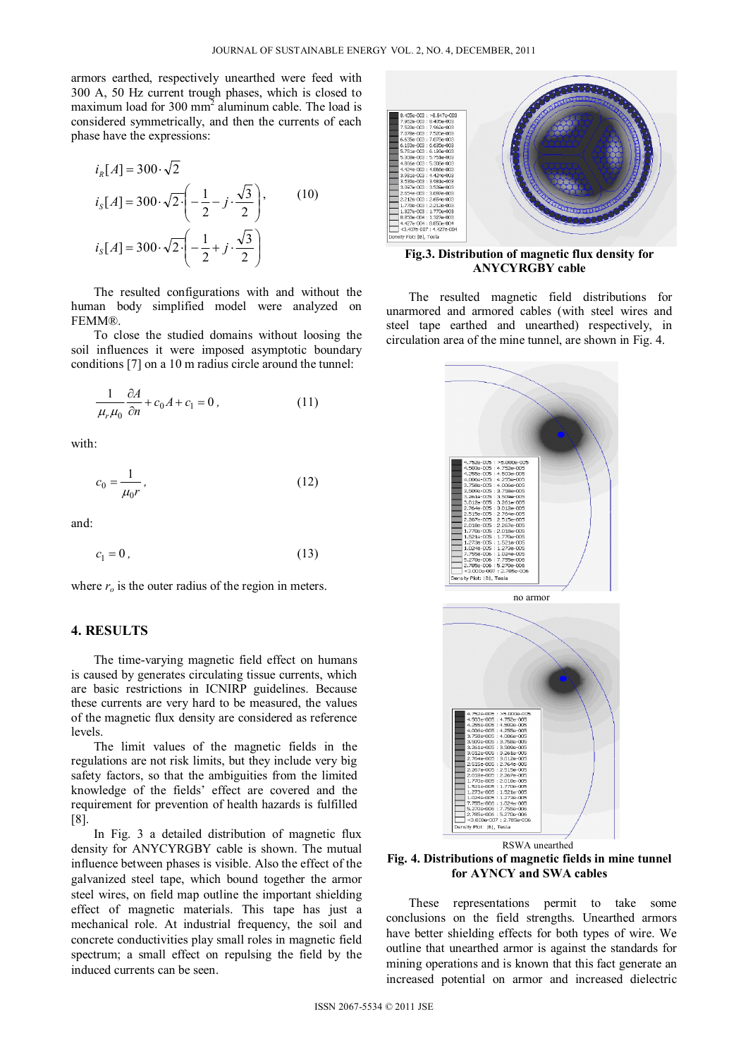armors earthed, respectively unearthed were feed with 300 A, 50 Hz current trough phases, which is closed to maximum load for 300 mm$^2$ aluminum cable. The load is considered symmetrically, and then the currents of each phase have the expressions:

$$i_R[A] = 300 \cdot \sqrt{2}$$
$$i_S[A] = 300 \cdot \sqrt{2} \cdot \left(-\frac{1}{2} - j \cdot \frac{\sqrt{3}}{2}\right), \tag{10}$$
$$i_S[A] = 300 \cdot \sqrt{2} \cdot \left(-\frac{1}{2} + j \cdot \frac{\sqrt{3}}{2}\right)$$

The resulted configurations with and without the human body simplified model were analyzed on FEMM®.

To close the studied domains without loosing the soil influences it were imposed asymptotic boundary conditions [7] on a 10 m radius circle around the tunnel:

$$\frac{1}{\mu_r \mu_0} \frac{\partial A}{\partial n} + c_0 A + c_1 = 0, \tag{11}$$

with:

$$c_0 = \frac{1}{\mu_0 r}, \tag{12}$$

and:

$$c_1 = 0, \tag{13}$$

where $r_o$ is the outer radius of the region in meters.

## 4. RESULTS

The time-varying magnetic field effect on humans is caused by generates circulating tissue currents, which are basic restrictions in ICNIRP guidelines. Because these currents are very hard to be measured, the values of the magnetic flux density are considered as reference levels.

The limit values of the magnetic fields in the regulations are not risk limits, but they include very big safety factors, so that the ambiguities from the limited knowledge of the fields' effect are covered and the requirement for prevention of health hazards is fulfilled [8].

In Fig. 3 a detailed distribution of magnetic flux density for ANYCYRGBY cable is shown. The mutual influence between phases is visible. Also the effect of the galvanized steel tape, which bound together the armor steel wires, on field map outline the important shielding effect of magnetic materials. This tape has just a mechanical role. At industrial frequency, the soil and concrete conductivities play small roles in magnetic field spectrum; a small effect on repulsing the field by the induced currents can be seen.

**Fig.3. Distribution of magnetic flux density for ANYCYRGBY cable**

The resulted magnetic field distributions for unarmored and armored cables (with steel wires and steel tape earthed and unearthed) respectively, in circulation area of the mine tunnel, are shown in Fig. 4.

no armor

RSWA unearthed

**Fig. 4. Distributions of magnetic fields in mine tunnel for AYNCY and SWA cables**

These representations permit to take some conclusions on the field strengths. Unearthed armors have better shielding effects for both types of wire. We outline that unearthed armor is against the standards for mining operations and is known that this fact generate an increased potential on armor and increased dielectric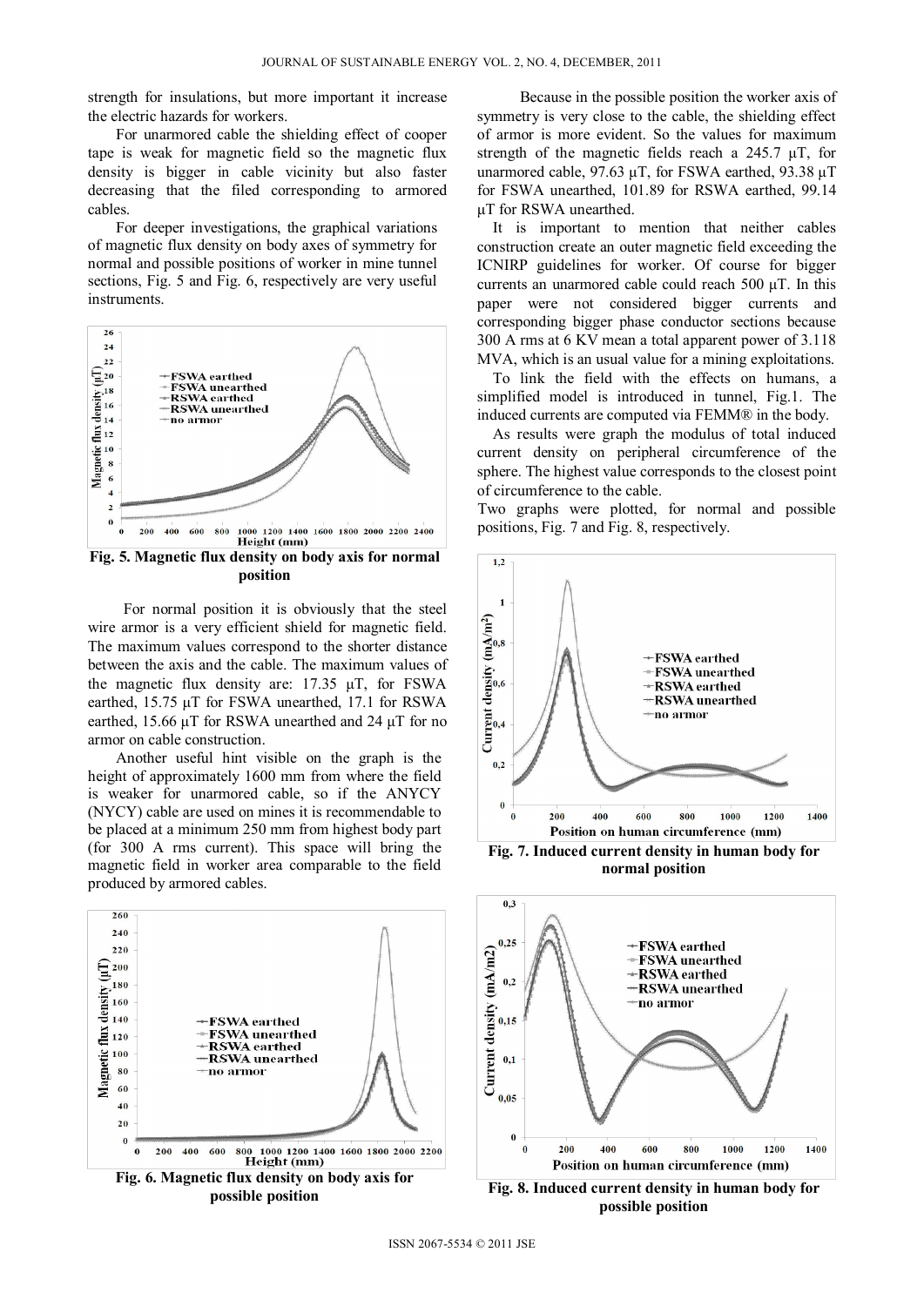strength for insulations, but more important it increase the electric hazards for workers.

For unarmored cable the shielding effect of cooper tape is weak for magnetic field so the magnetic flux density is bigger in cable vicinity but also faster decreasing that the filed corresponding to armored cables.

For deeper investigations, the graphical variations of magnetic flux density on body axes of symmetry for normal and possible positions of worker in mine tunnel sections, Fig. 5 and Fig. 6, respectively are very useful instruments.

**Fig. 5. Magnetic flux density on body axis for normal position**

For normal position it is obviously that the steel wire armor is a very efficient shield for magnetic field. The maximum values correspond to the shorter distance between the axis and the cable. The maximum values of the magnetic flux density are: 17.35 µT, for FSWA earthed, 15.75 µT for FSWA unearthed, 17.1 for RSWA earthed, 15.66 µT for RSWA unearthed and 24 µT for no armor on cable construction.

Another useful hint visible on the graph is the height of approximately 1600 mm from where the field is weaker for unarmored cable, so if the ANYCY (NYCY) cable are used on mines it is recommendable to be placed at a minimum 250 mm from highest body part (for 300 A rms current). This space will bring the magnetic field in worker area comparable to the field produced by armored cables.

**Fig. 6. Magnetic flux density on body axis for possible position**

Because in the possible position the worker axis of symmetry is very close to the cable, the shielding effect of armor is more evident. So the values for maximum strength of the magnetic fields reach a 245.7 µT, for unarmored cable, 97.63 µT, for FSWA earthed, 93.38 µT for FSWA unearthed, 101.89 for RSWA earthed, 99.14 µT for RSWA unearthed.

It is important to mention that neither cables construction create an outer magnetic field exceeding the ICNIRP guidelines for worker. Of course for bigger currents an unarmored cable could reach 500 µT. In this paper were not considered bigger currents and corresponding bigger phase conductor sections because 300 A rms at 6 KV mean a total apparent power of 3.118 MVA, which is an usual value for a mining exploitations.

To link the field with the effects on humans, a simplified model is introduced in tunnel, Fig.1. The induced currents are computed via FEMM® in the body.

As results were graph the modulus of total induced current density on peripheral circumference of the sphere. The highest value corresponds to the closest point of circumference to the cable.

Two graphs were plotted, for normal and possible positions, Fig. 7 and Fig. 8, respectively.

**Fig. 7. Induced current density in human body for normal position**

**Fig. 8. Induced current density in human body for possible position**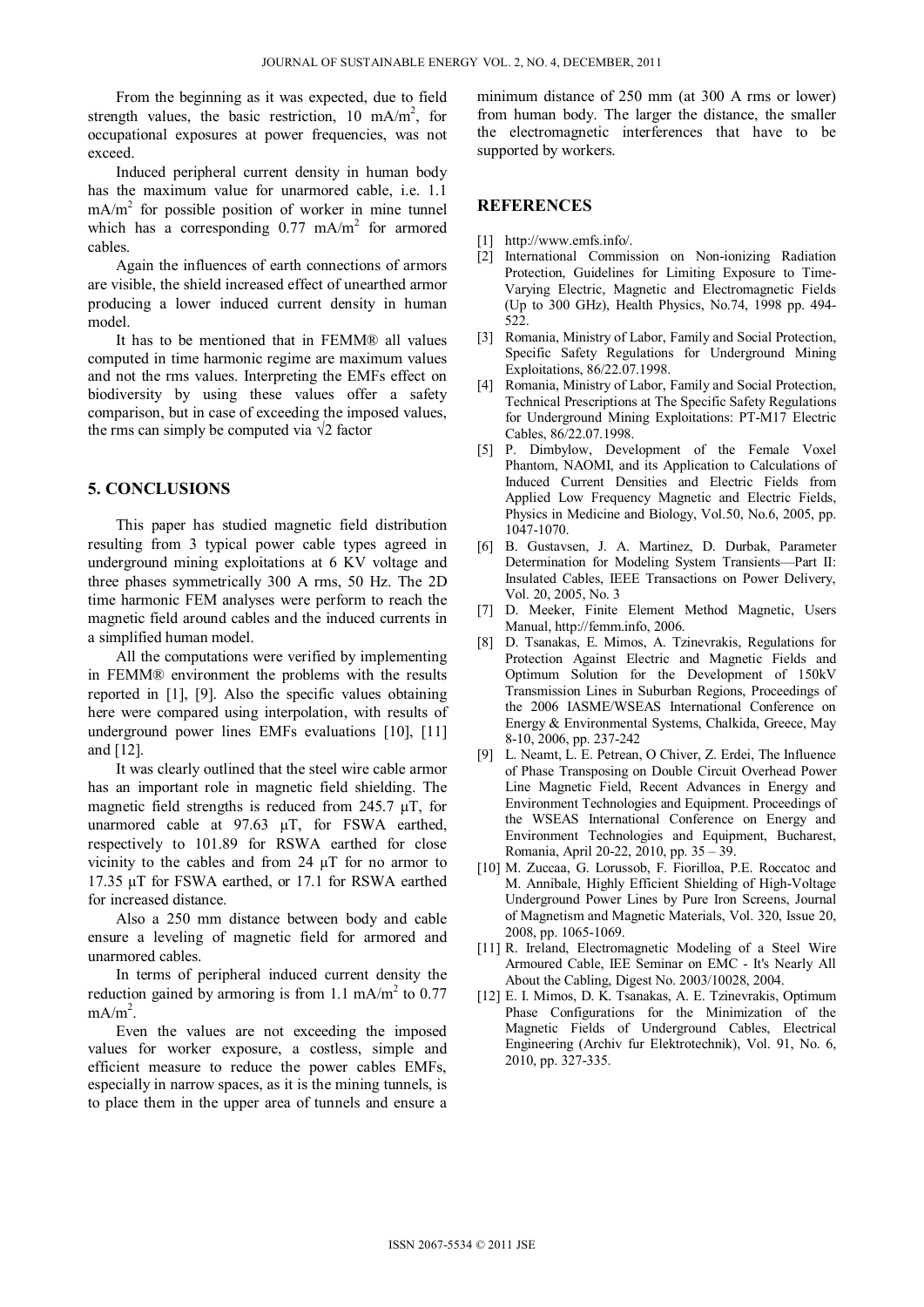From the beginning as it was expected, due to field strength values, the basic restriction, 10 mA/m$^2$, for occupational exposures at power frequencies, was not exceed.

Induced peripheral current density in human body has the maximum value for unarmored cable, i.e. 1.1 mA/m$^2$ for possible position of worker in mine tunnel which has a corresponding 0.77 mA/m$^2$ for armored cables.

Again the influences of earth connections of armors are visible, the shield increased effect of unearthed armor producing a lower induced current density in human model.

It has to be mentioned that in FEMM® all values computed in time harmonic regime are maximum values and not the rms values. Interpreting the EMFs effect on biodiversity by using these values offer a safety comparison, but in case of exceeding the imposed values, the rms can simply be computed via $\sqrt{2}$ factor

## 5. CONCLUSIONS

This paper has studied magnetic field distribution resulting from 3 typical power cable types agreed in underground mining exploitations at 6 KV voltage and three phases symmetrically 300 A rms, 50 Hz. The 2D time harmonic FEM analyses were perform to reach the magnetic field around cables and the induced currents in a simplified human model.

All the computations were verified by implementing in FEMM® environment the problems with the results reported in [1], [9]. Also the specific values obtaining here were compared using interpolation, with results of underground power lines EMFs evaluations [10], [11] and [12].

It was clearly outlined that the steel wire cable armor has an important role in magnetic field shielding. The magnetic field strengths is reduced from 245.7 μT, for unarmored cable at 97.63 μT, for FSWA earthed, respectively to 101.89 for RSWA earthed for close vicinity to the cables and from 24 μT for no armor to 17.35 μT for FSWA earthed, or 17.1 for RSWA earthed for increased distance.

Also a 250 mm distance between body and cable ensure a leveling of magnetic field for armored and unarmored cables.

In terms of peripheral induced current density the reduction gained by armoring is from 1.1 mA/m$^2$ to 0.77 mA/m$^2$.

Even the values are not exceeding the imposed values for worker exposure, a costless, simple and efficient measure to reduce the power cables EMFs, especially in narrow spaces, as it is the mining tunnels, is to place them in the upper area of tunnels and ensure a minimum distance of 250 mm (at 300 A rms or lower) from human body. The larger the distance, the smaller the electromagnetic interferences that have to be supported by workers.

## REFERENCES

[1] http://www.emfs.info/.

[2] International Commission on Non-ionizing Radiation Protection, Guidelines for Limiting Exposure to Time-Varying Electric, Magnetic and Electromagnetic Fields (Up to 300 GHz), Health Physics, No.74, 1998 pp. 494-522.

[3] Romania, Ministry of Labor, Family and Social Protection, Specific Safety Regulations for Underground Mining Exploitations, 86/22.07.1998.

[4] Romania, Ministry of Labor, Family and Social Protection, Technical Prescriptions at The Specific Safety Regulations for Underground Mining Exploitations: PT-M17 Electric Cables, 86/22.07.1998.

[5] P. Dimbylow, Development of the Female Voxel Phantom, NAOMI, and its Application to Calculations of Induced Current Densities and Electric Fields from Applied Low Frequency Magnetic and Electric Fields, Physics in Medicine and Biology, Vol.50, No.6, 2005, pp. 1047-1070.

[6] B. Gustavsen, J. A. Martinez, D. Durbak, Parameter Determination for Modeling System Transients—Part II: Insulated Cables, IEEE Transactions on Power Delivery, Vol. 20, 2005, No. 3

[7] D. Meeker, Finite Element Method Magnetic, Users Manual, http://femm.info, 2006.

[8] D. Tsanakas, E. Mimos, A. Tzinevrakis, Regulations for Protection Against Electric and Magnetic Fields and Optimum Solution for the Development of 150kV Transmission Lines in Suburban Regions, Proceedings of the 2006 IASME/WSEAS International Conference on Energy & Environmental Systems, Chalkida, Greece, May 8-10, 2006, pp. 237-242

[9] L. Neamt, L. E. Petrean, O Chiver, Z. Erdei, The Influence of Phase Transposing on Double Circuit Overhead Power Line Magnetic Field, Recent Advances in Energy and Environment Technologies and Equipment. Proceedings of the WSEAS International Conference on Energy and Environment Technologies and Equipment, Bucharest, Romania, April 20-22, 2010, pp. 35 – 39.

[10] M. Zuccaa, G. Lorussob, F. Fiorilloa, P.E. Roccatoc and M. Annibale, Highly Efficient Shielding of High-Voltage Underground Power Lines by Pure Iron Screens, Journal of Magnetism and Magnetic Materials, Vol. 320, Issue 20, 2008, pp. 1065-1069.

[11] R. Ireland, Electromagnetic Modeling of a Steel Wire Armoured Cable, IEE Seminar on EMC - It's Nearly All About the Cabling, Digest No. 2003/10028, 2004.

[12] E. I. Mimos, D. K. Tsanakas, A. E. Tzinevrakis, Optimum Phase Configurations for the Minimization of the Magnetic Fields of Underground Cables, Electrical Engineering (Archiv fur Elektrotechnik), Vol. 91, No. 6, 2010, pp. 327-335.